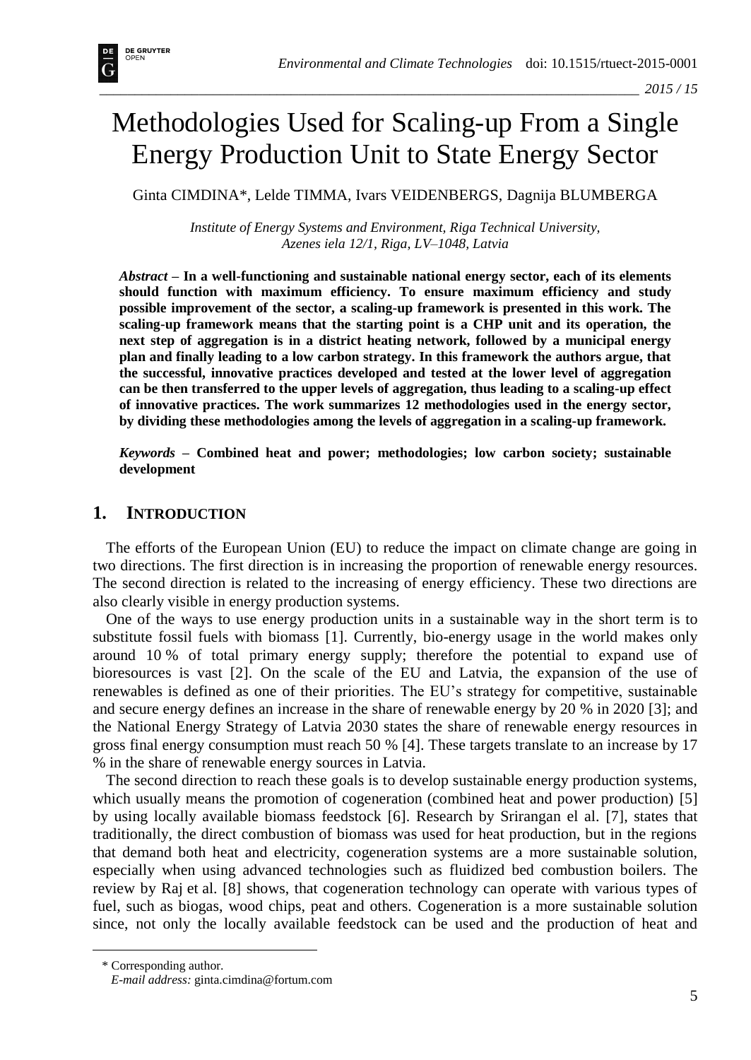# Methodologies Used for Scaling-up From a Single Energy Production Unit to State Energy Sector

Ginta CIMDINA*, Lelde TIMMA, Ivars VEIDENBERGS, Dagnija BLUMBERGA

*Institute of Energy Systems and Environment, Riga Technical University, Azenes iela 12/1, Riga, LV–1048, Latvia*

***Abstract*** **– In a well-functioning and sustainable national energy sector, each of its elements should function with maximum efficiency. To ensure maximum efficiency and study possible improvement of the sector, a scaling-up framework is presented in this work. The scaling-up framework means that the starting point is a CHP unit and its operation, the next step of aggregation is in a district heating network, followed by a municipal energy plan and finally leading to a low carbon strategy. In this framework the authors argue, that the successful, innovative practices developed and tested at the lower level of aggregation can be then transferred to the upper levels of aggregation, thus leading to a scaling-up effect of innovative practices. The work summarizes 12 methodologies used in the energy sector, by dividing these methodologies among the levels of aggregation in a scaling-up framework.**

***Keywords*** **– Combined heat and power; methodologies; low carbon society; sustainable development**

## 1. INTRODUCTION

The efforts of the European Union (EU) to reduce the impact on climate change are going in two directions. The first direction is in increasing the proportion of renewable energy resources. The second direction is related to the increasing of energy efficiency. These two directions are also clearly visible in energy production systems.

One of the ways to use energy production units in a sustainable way in the short term is to substitute fossil fuels with biomass [1]. Currently, bio-energy usage in the world makes only around 10 % of total primary energy supply; therefore the potential to expand use of bioresources is vast [2]. On the scale of the EU and Latvia, the expansion of the use of renewables is defined as one of their priorities. The EU's strategy for competitive, sustainable and secure energy defines an increase in the share of renewable energy by 20 % in 2020 [3]; and the National Energy Strategy of Latvia 2030 states the share of renewable energy resources in gross final energy consumption must reach 50 % [4]. These targets translate to an increase by 17 % in the share of renewable energy sources in Latvia.

The second direction to reach these goals is to develop sustainable energy production systems, which usually means the promotion of cogeneration (combined heat and power production) [5] by using locally available biomass feedstock [6]. Research by Srirangan el al. [7], states that traditionally, the direct combustion of biomass was used for heat production, but in the regions that demand both heat and electricity, cogeneration systems are a more sustainable solution, especially when using advanced technologies such as fluidized bed combustion boilers. The review by Raj et al. [8] shows, that cogeneration technology can operate with various types of fuel, such as biogas, wood chips, peat and others. Cogeneration is a more sustainable solution since, not only the locally available feedstock can be used and the production of heat and

\* Corresponding author.
*E-mail address:* ginta.cimdina@fortum.com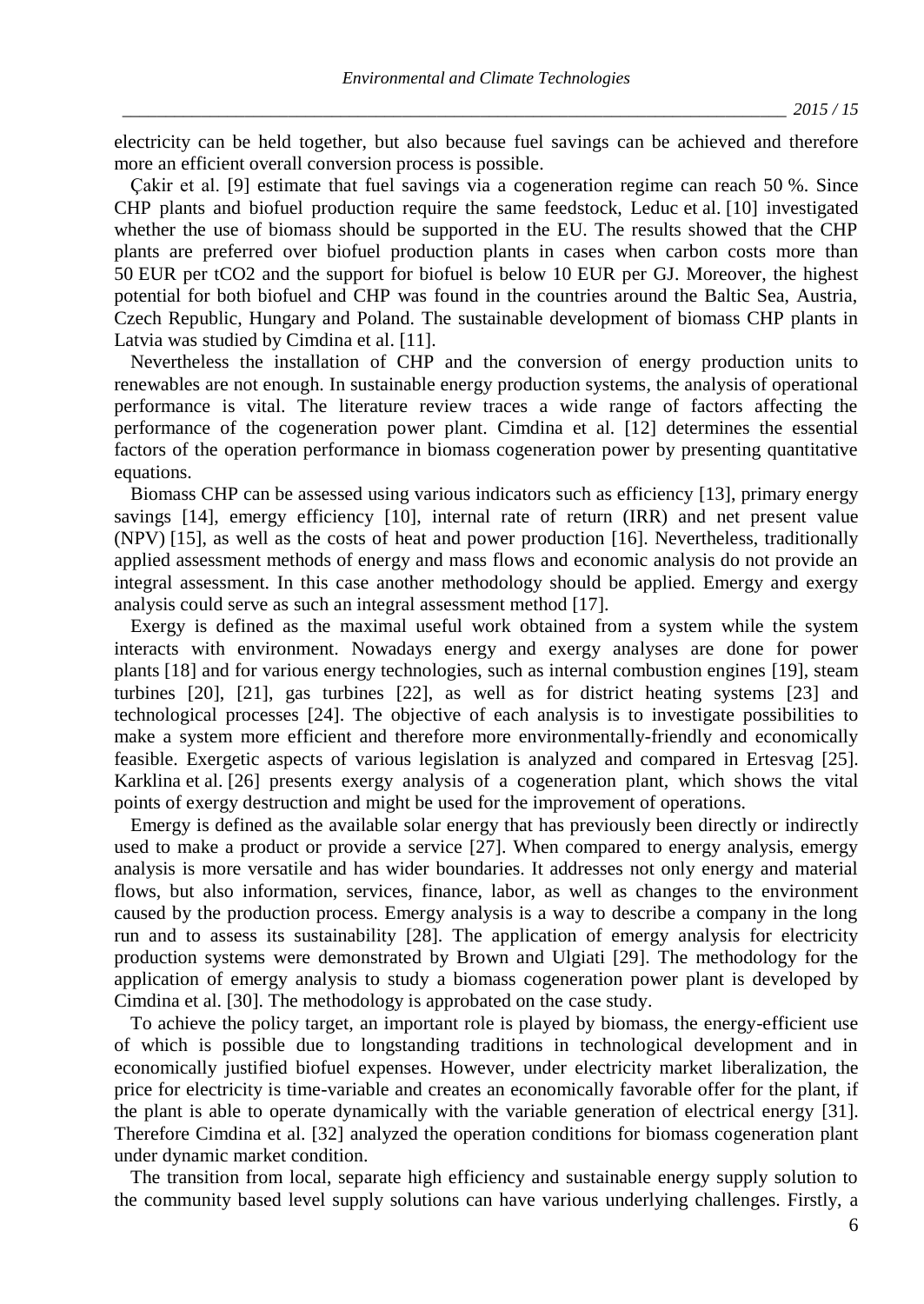electricity can be held together, but also because fuel savings can be achieved and therefore more an efficient overall conversion process is possible.

Çakir et al. [9] estimate that fuel savings via a cogeneration regime can reach 50 %. Since CHP plants and biofuel production require the same feedstock, Leduc et al. [10] investigated whether the use of biomass should be supported in the EU. The results showed that the CHP plants are preferred over biofuel production plants in cases when carbon costs more than 50 EUR per tCO2 and the support for biofuel is below 10 EUR per GJ. Moreover, the highest potential for both biofuel and CHP was found in the countries around the Baltic Sea, Austria, Czech Republic, Hungary and Poland. The sustainable development of biomass CHP plants in Latvia was studied by Cimdina et al. [11].

Nevertheless the installation of CHP and the conversion of energy production units to renewables are not enough. In sustainable energy production systems, the analysis of operational performance is vital. The literature review traces a wide range of factors affecting the performance of the cogeneration power plant. Cimdina et al. [12] determines the essential factors of the operation performance in biomass cogeneration power by presenting quantitative equations.

Biomass CHP can be assessed using various indicators such as efficiency [13], primary energy savings [14], emergy efficiency [10], internal rate of return (IRR) and net present value (NPV) [15], as well as the costs of heat and power production [16]. Nevertheless, traditionally applied assessment methods of energy and mass flows and economic analysis do not provide an integral assessment. In this case another methodology should be applied. Emergy and exergy analysis could serve as such an integral assessment method [17].

Exergy is defined as the maximal useful work obtained from a system while the system interacts with environment. Nowadays energy and exergy analyses are done for power plants [18] and for various energy technologies, such as internal combustion engines [19], steam turbines [20], [21], gas turbines [22], as well as for district heating systems [23] and technological processes [24]. The objective of each analysis is to investigate possibilities to make a system more efficient and therefore more environmentally-friendly and economically feasible. Exergetic aspects of various legislation is analyzed and compared in Ertesvag [25]. Karklina et al. [26] presents exergy analysis of a cogeneration plant, which shows the vital points of exergy destruction and might be used for the improvement of operations.

Emergy is defined as the available solar energy that has previously been directly or indirectly used to make a product or provide a service [27]. When compared to energy analysis, emergy analysis is more versatile and has wider boundaries. It addresses not only energy and material flows, but also information, services, finance, labor, as well as changes to the environment caused by the production process. Emergy analysis is a way to describe a company in the long run and to assess its sustainability [28]. The application of emergy analysis for electricity production systems were demonstrated by Brown and Ulgiati [29]. The methodology for the application of emergy analysis to study a biomass cogeneration power plant is developed by Cimdina et al. [30]. The methodology is approbated on the case study.

To achieve the policy target, an important role is played by biomass, the energy-efficient use of which is possible due to longstanding traditions in technological development and in economically justified biofuel expenses. However, under electricity market liberalization, the price for electricity is time-variable and creates an economically favorable offer for the plant, if the plant is able to operate dynamically with the variable generation of electrical energy [31]. Therefore Cimdina et al. [32] analyzed the operation conditions for biomass cogeneration plant under dynamic market condition.

The transition from local, separate high efficiency and sustainable energy supply solution to the community based level supply solutions can have various underlying challenges. Firstly, a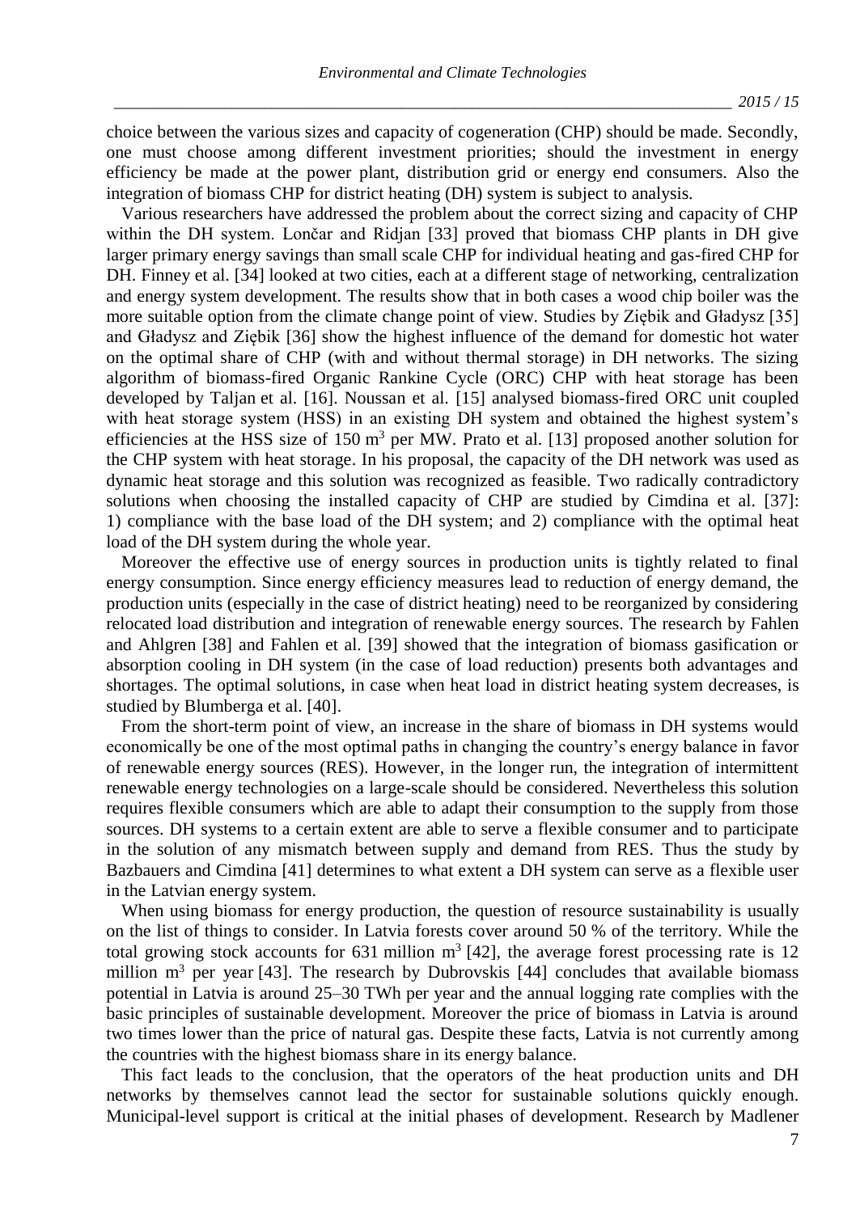choice between the various sizes and capacity of cogeneration (CHP) should be made. Secondly, one must choose among different investment priorities; should the investment in energy efficiency be made at the power plant, distribution grid or energy end consumers. Also the integration of biomass CHP for district heating (DH) system is subject to analysis.

Various researchers have addressed the problem about the correct sizing and capacity of CHP within the DH system. Lončar and Ridjan [33] proved that biomass CHP plants in DH give larger primary energy savings than small scale CHP for individual heating and gas-fired CHP for DH. Finney et al. [34] looked at two cities, each at a different stage of networking, centralization and energy system development. The results show that in both cases a wood chip boiler was the more suitable option from the climate change point of view. Studies by Ziębik and Gładysz [35] and Gładysz and Ziębik [36] show the highest influence of the demand for domestic hot water on the optimal share of CHP (with and without thermal storage) in DH networks. The sizing algorithm of biomass-fired Organic Rankine Cycle (ORC) CHP with heat storage has been developed by Taljan et al. [16]. Noussan et al. [15] analysed biomass-fired ORC unit coupled with heat storage system (HSS) in an existing DH system and obtained the highest system's efficiencies at the HSS size of 150 $m^3$ per MW. Prato et al. [13] proposed another solution for the CHP system with heat storage. In his proposal, the capacity of the DH network was used as dynamic heat storage and this solution was recognized as feasible. Two radically contradictory solutions when choosing the installed capacity of CHP are studied by Cimdina et al. [37]: 1) compliance with the base load of the DH system; and 2) compliance with the optimal heat load of the DH system during the whole year.

Moreover the effective use of energy sources in production units is tightly related to final energy consumption. Since energy efficiency measures lead to reduction of energy demand, the production units (especially in the case of district heating) need to be reorganized by considering relocated load distribution and integration of renewable energy sources. The research by Fahlen and Ahlgren [38] and Fahlen et al. [39] showed that the integration of biomass gasification or absorption cooling in DH system (in the case of load reduction) presents both advantages and shortages. The optimal solutions, in case when heat load in district heating system decreases, is studied by Blumberga et al. [40].

From the short-term point of view, an increase in the share of biomass in DH systems would economically be one of the most optimal paths in changing the country's energy balance in favor of renewable energy sources (RES). However, in the longer run, the integration of intermittent renewable energy technologies on a large-scale should be considered. Nevertheless this solution requires flexible consumers which are able to adapt their consumption to the supply from those sources. DH systems to a certain extent are able to serve a flexible consumer and to participate in the solution of any mismatch between supply and demand from RES. Thus the study by Bazbauers and Cimdina [41] determines to what extent a DH system can serve as a flexible user in the Latvian energy system.

When using biomass for energy production, the question of resource sustainability is usually on the list of things to consider. In Latvia forests cover around 50 % of the territory. While the total growing stock accounts for 631 million $m^3$ [42], the average forest processing rate is 12 million $m^3$ per year [43]. The research by Dubrovskis [44] concludes that available biomass potential in Latvia is around 25–30 TWh per year and the annual logging rate complies with the basic principles of sustainable development. Moreover the price of biomass in Latvia is around two times lower than the price of natural gas. Despite these facts, Latvia is not currently among the countries with the highest biomass share in its energy balance.

This fact leads to the conclusion, that the operators of the heat production units and DH networks by themselves cannot lead the sector for sustainable solutions quickly enough. Municipal-level support is critical at the initial phases of development. Research by Madlener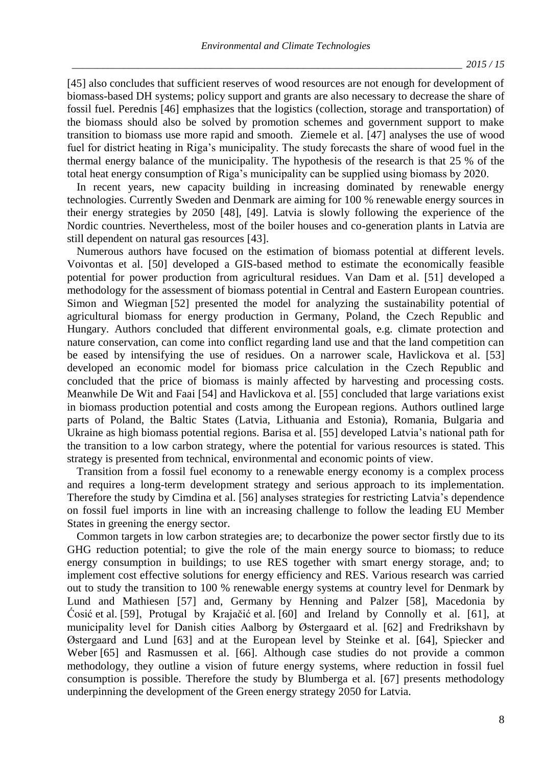[45] also concludes that sufficient reserves of wood resources are not enough for development of biomass-based DH systems; policy support and grants are also necessary to decrease the share of fossil fuel. Perednis [46] emphasizes that the logistics (collection, storage and transportation) of the biomass should also be solved by promotion schemes and government support to make transition to biomass use more rapid and smooth. Ziemele et al. [47] analyses the use of wood fuel for district heating in Riga's municipality. The study forecasts the share of wood fuel in the thermal energy balance of the municipality. The hypothesis of the research is that 25 % of the total heat energy consumption of Riga's municipality can be supplied using biomass by 2020.

In recent years, new capacity building in increasing dominated by renewable energy technologies. Currently Sweden and Denmark are aiming for 100 % renewable energy sources in their energy strategies by 2050 [48], [49]. Latvia is slowly following the experience of the Nordic countries. Nevertheless, most of the boiler houses and co-generation plants in Latvia are still dependent on natural gas resources [43].

Numerous authors have focused on the estimation of biomass potential at different levels. Voivontas et al. [50] developed a GIS-based method to estimate the economically feasible potential for power production from agricultural residues. Van Dam et al. [51] developed a methodology for the assessment of biomass potential in Central and Eastern European countries. Simon and Wiegman [52] presented the model for analyzing the sustainability potential of agricultural biomass for energy production in Germany, Poland, the Czech Republic and Hungary. Authors concluded that different environmental goals, e.g. climate protection and nature conservation, can come into conflict regarding land use and that the land competition can be eased by intensifying the use of residues. On a narrower scale, Havlickova et al. [53] developed an economic model for biomass price calculation in the Czech Republic and concluded that the price of biomass is mainly affected by harvesting and processing costs. Meanwhile De Wit and Faai [54] and Havlickova et al. [55] concluded that large variations exist in biomass production potential and costs among the European regions. Authors outlined large parts of Poland, the Baltic States (Latvia, Lithuania and Estonia), Romania, Bulgaria and Ukraine as high biomass potential regions. Barisa et al. [55] developed Latvia's national path for the transition to a low carbon strategy, where the potential for various resources is stated. This strategy is presented from technical, environmental and economic points of view.

Transition from a fossil fuel economy to a renewable energy economy is a complex process and requires a long-term development strategy and serious approach to its implementation. Therefore the study by Cimdina et al. [56] analyses strategies for restricting Latvia's dependence on fossil fuel imports in line with an increasing challenge to follow the leading EU Member States in greening the energy sector.

Common targets in low carbon strategies are; to decarbonize the power sector firstly due to its GHG reduction potential; to give the role of the main energy source to biomass; to reduce energy consumption in buildings; to use RES together with smart energy storage, and; to implement cost effective solutions for energy efficiency and RES. Various research was carried out to study the transition to 100 % renewable energy systems at country level for Denmark by Lund and Mathiesen [57] and, Germany by Henning and Palzer [58], Macedonia by Ćosić et al. [59], Protugal by Krajačić et al. [60] and Ireland by Connolly et al. [61], at municipality level for Danish cities Aalborg by Østergaard et al. [62] and Fredrikshavn by Østergaard and Lund [63] and at the European level by Steinke et al. [64], Spiecker and Weber [65] and Rasmussen et al. [66]. Although case studies do not provide a common methodology, they outline a vision of future energy systems, where reduction in fossil fuel consumption is possible. Therefore the study by Blumberga et al. [67] presents methodology underpinning the development of the Green energy strategy 2050 for Latvia.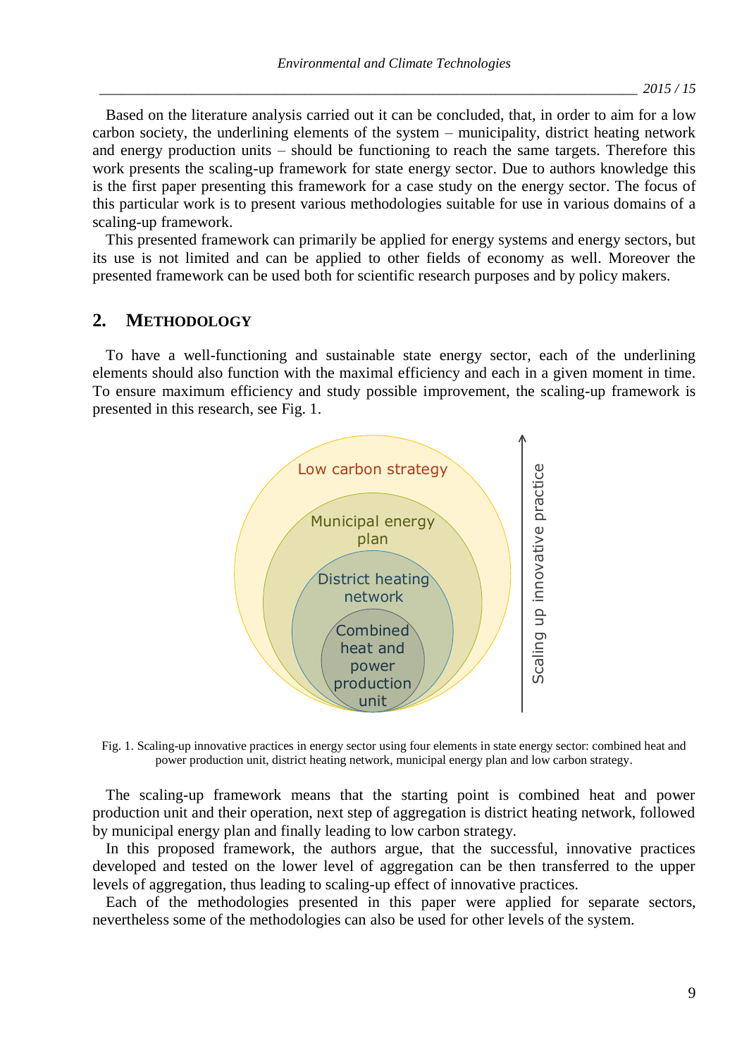Based on the literature analysis carried out it can be concluded, that, in order to aim for a low carbon society, the underlining elements of the system – municipality, district heating network and energy production units – should be functioning to reach the same targets. Therefore this work presents the scaling-up framework for state energy sector. Due to authors knowledge this is the first paper presenting this framework for a case study on the energy sector. The focus of this particular work is to present various methodologies suitable for use in various domains of a scaling-up framework.

This presented framework can primarily be applied for energy systems and energy sectors, but its use is not limited and can be applied to other fields of economy as well. Moreover the presented framework can be used both for scientific research purposes and by policy makers.

## 2. Methodology

To have a well-functioning and sustainable state energy sector, each of the underlining elements should also function with the maximal efficiency and each in a given moment in time. To ensure maximum efficiency and study possible improvement, the scaling-up framework is presented in this research, see Fig. 1.

Fig. 1. Scaling-up innovative practices in energy sector using four elements in state energy sector: combined heat and power production unit, district heating network, municipal energy plan and low carbon strategy.

The scaling-up framework means that the starting point is combined heat and power production unit and their operation, next step of aggregation is district heating network, followed by municipal energy plan and finally leading to low carbon strategy.

In this proposed framework, the authors argue, that the successful, innovative practices developed and tested on the lower level of aggregation can be then transferred to the upper levels of aggregation, thus leading to scaling-up effect of innovative practices.

Each of the methodologies presented in this paper were applied for separate sectors, nevertheless some of the methodologies can also be used for other levels of the system.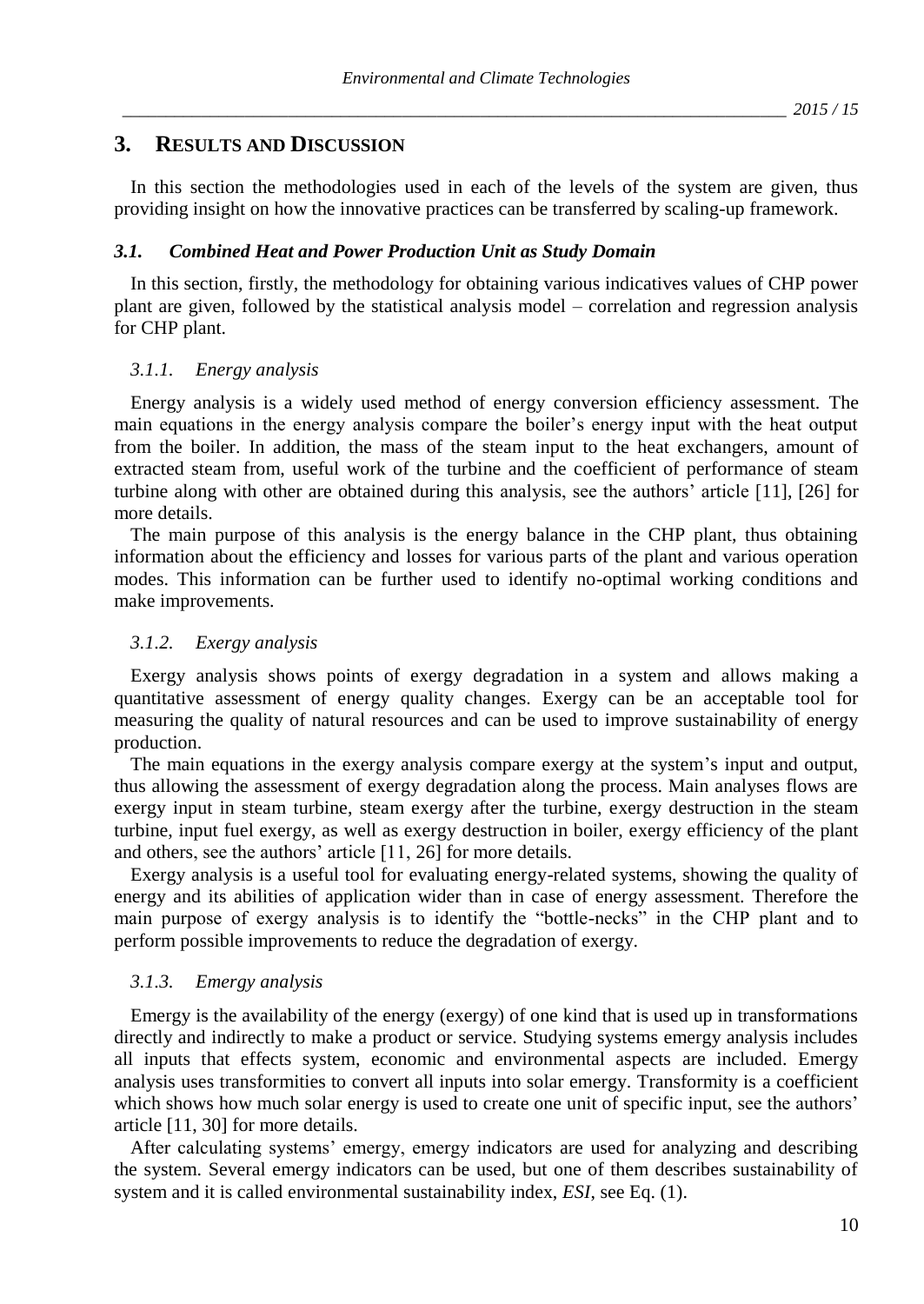## 3. RESULTS AND DISCUSSION

In this section the methodologies used in each of the levels of the system are given, thus providing insight on how the innovative practices can be transferred by scaling-up framework.

### *3.1. Combined Heat and Power Production Unit as Study Domain*

In this section, firstly, the methodology for obtaining various indicatives values of CHP power plant are given, followed by the statistical analysis model – correlation and regression analysis for CHP plant.

#### *3.1.1. Energy analysis*

Energy analysis is a widely used method of energy conversion efficiency assessment. The main equations in the energy analysis compare the boiler's energy input with the heat output from the boiler. In addition, the mass of the steam input to the heat exchangers, amount of extracted steam from, useful work of the turbine and the coefficient of performance of steam turbine along with other are obtained during this analysis, see the authors' article [11], [26] for more details.

The main purpose of this analysis is the energy balance in the CHP plant, thus obtaining information about the efficiency and losses for various parts of the plant and various operation modes. This information can be further used to identify no-optimal working conditions and make improvements.

#### *3.1.2. Exergy analysis*

Exergy analysis shows points of exergy degradation in a system and allows making a quantitative assessment of energy quality changes. Exergy can be an acceptable tool for measuring the quality of natural resources and can be used to improve sustainability of energy production.

The main equations in the exergy analysis compare exergy at the system's input and output, thus allowing the assessment of exergy degradation along the process. Main analyses flows are exergy input in steam turbine, steam exergy after the turbine, exergy destruction in the steam turbine, input fuel exergy, as well as exergy destruction in boiler, exergy efficiency of the plant and others, see the authors' article [11, 26] for more details.

Exergy analysis is a useful tool for evaluating energy-related systems, showing the quality of energy and its abilities of application wider than in case of energy assessment. Therefore the main purpose of exergy analysis is to identify the "bottle-necks" in the CHP plant and to perform possible improvements to reduce the degradation of exergy.

#### *3.1.3. Emergy analysis*

Emergy is the availability of the energy (exergy) of one kind that is used up in transformations directly and indirectly to make a product or service. Studying systems emergy analysis includes all inputs that effects system, economic and environmental aspects are included. Emergy analysis uses transformities to convert all inputs into solar emergy. Transformity is a coefficient which shows how much solar energy is used to create one unit of specific input, see the authors' article [11, 30] for more details.

After calculating systems' emergy, emergy indicators are used for analyzing and describing the system. Several emergy indicators can be used, but one of them describes sustainability of system and it is called environmental sustainability index, *ESI*, see Eq. (1).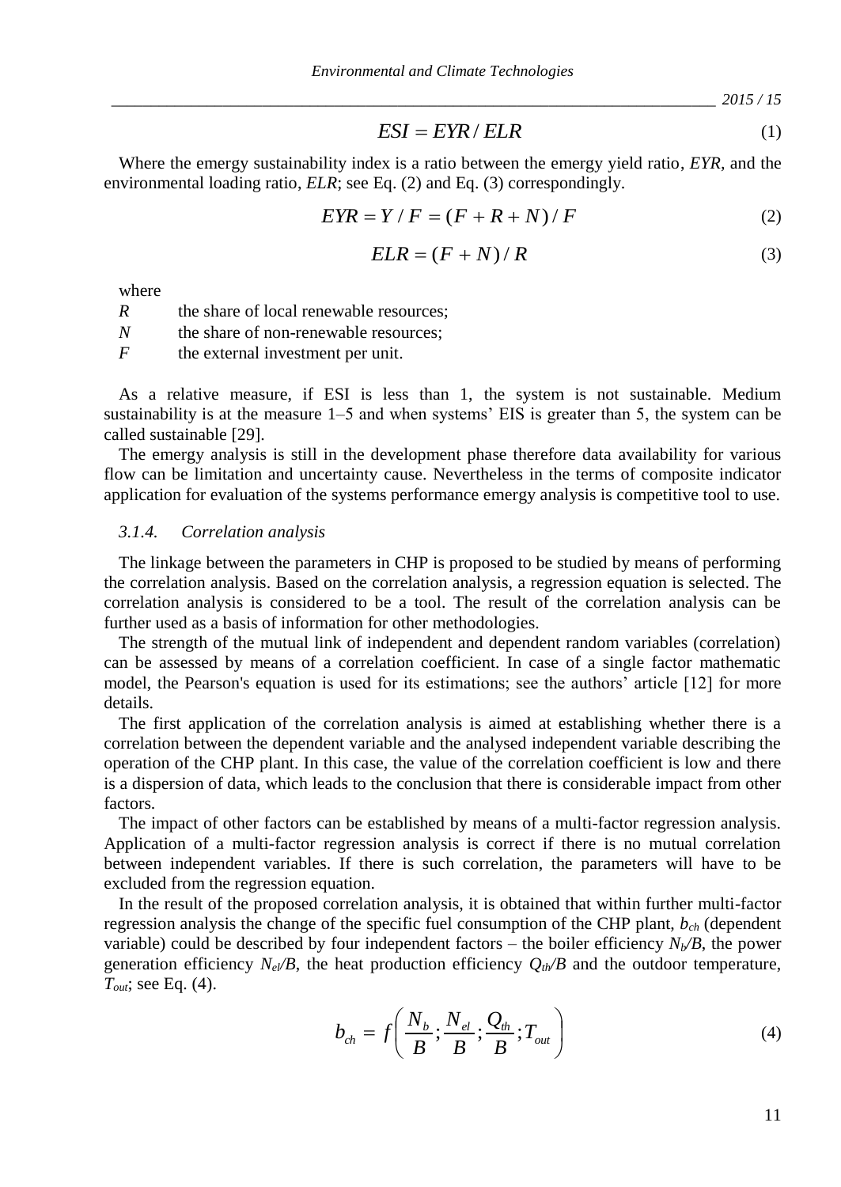$$ESI = EYR / ELR \tag{1}$$

Where the emergy sustainability index is a ratio between the emergy yield ratio, *EYR*, and the environmental loading ratio, *ELR*; see Eq. (2) and Eq. (3) correspondingly.

$$EYR = Y / F = (F + R + N) / F \tag{2}$$

$$ELR = (F + N) / R \tag{3}$$

where

- $R$ the share of local renewable resources;
- $N$ the share of non-renewable resources;
- $F$ the external investment per unit.

As a relative measure, if ESI is less than 1, the system is not sustainable. Medium sustainability is at the measure 1–5 and when systems' EIS is greater than 5, the system can be called sustainable [29].

The emergy analysis is still in the development phase therefore data availability for various flow can be limitation and uncertainty cause. Nevertheless in the terms of composite indicator application for evaluation of the systems performance emergy analysis is competitive tool to use.

#### 3.1.4. Correlation analysis

The linkage between the parameters in CHP is proposed to be studied by means of performing the correlation analysis. Based on the correlation analysis, a regression equation is selected. The correlation analysis is considered to be a tool. The result of the correlation analysis can be further used as a basis of information for other methodologies.

The strength of the mutual link of independent and dependent random variables (correlation) can be assessed by means of a correlation coefficient. In case of a single factor mathematic model, the Pearson's equation is used for its estimations; see the authors' article [12] for more details.

The first application of the correlation analysis is aimed at establishing whether there is a correlation between the dependent variable and the analysed independent variable describing the operation of the CHP plant. In this case, the value of the correlation coefficient is low and there is a dispersion of data, which leads to the conclusion that there is considerable impact from other factors.

The impact of other factors can be established by means of a multi-factor regression analysis. Application of a multi-factor regression analysis is correct if there is no mutual correlation between independent variables. If there is such correlation, the parameters will have to be excluded from the regression equation.

In the result of the proposed correlation analysis, it is obtained that within further multi-factor regression analysis the change of the specific fuel consumption of the CHP plant, $b_{ch}$ (dependent variable) could be described by four independent factors – the boiler efficiency $N_b/B$, the power generation efficiency $N_{el}/B$, the heat production efficiency $Q_{th}/B$ and the outdoor temperature, $T_{out}$; see Eq. (4).

$$b_{ch} = f\left(\frac{N_b}{B}; \frac{N_{el}}{B}; \frac{Q_{th}}{B}; T_{out}\right) \tag{4}$$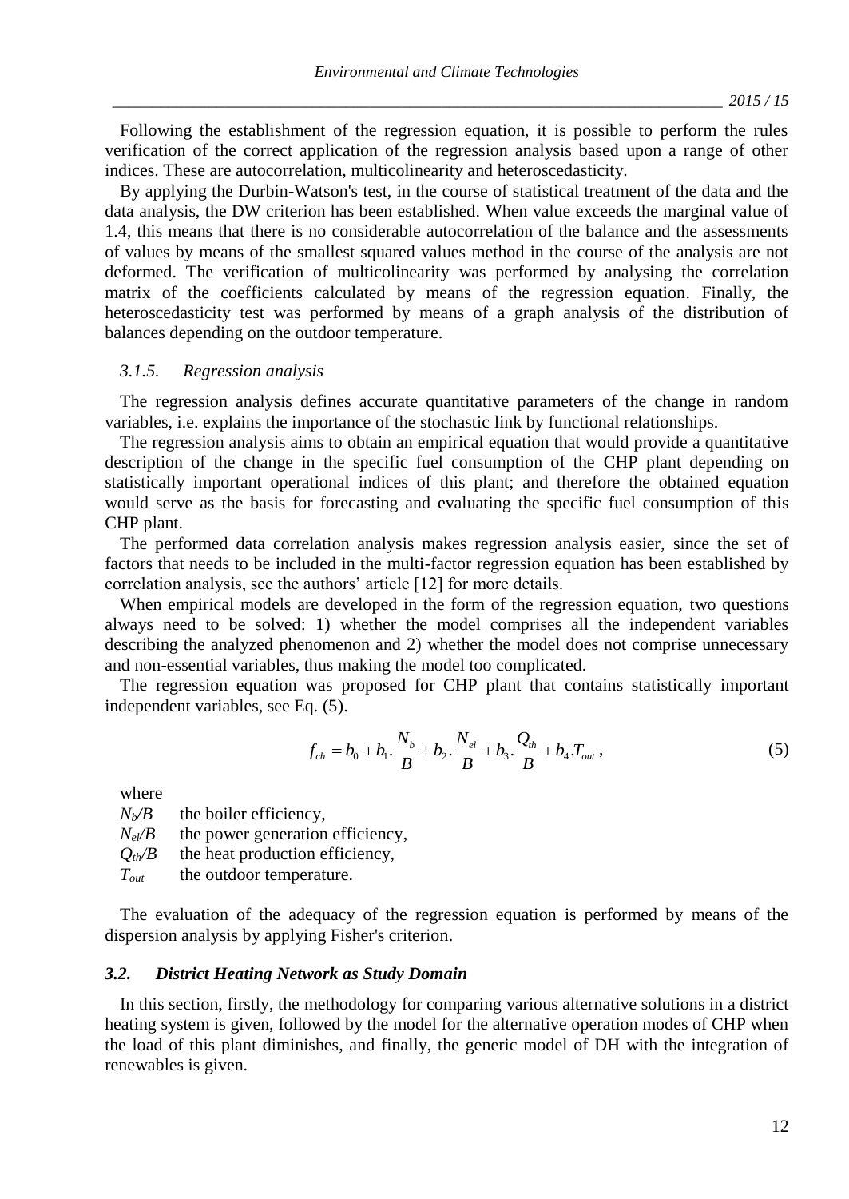Following the establishment of the regression equation, it is possible to perform the rules verification of the correct application of the regression analysis based upon a range of other indices. These are autocorrelation, multicolinearity and heteroscedasticity.

By applying the Durbin-Watson's test, in the course of statistical treatment of the data and the data analysis, the DW criterion has been established. When value exceeds the marginal value of 1.4, this means that there is no considerable autocorrelation of the balance and the assessments of values by means of the smallest squared values method in the course of the analysis are not deformed. The verification of multicolinearity was performed by analysing the correlation matrix of the coefficients calculated by means of the regression equation. Finally, the heteroscedasticity test was performed by means of a graph analysis of the distribution of balances depending on the outdoor temperature.

#### *3.1.5. Regression analysis*

The regression analysis defines accurate quantitative parameters of the change in random variables, i.e. explains the importance of the stochastic link by functional relationships.

The regression analysis aims to obtain an empirical equation that would provide a quantitative description of the change in the specific fuel consumption of the CHP plant depending on statistically important operational indices of this plant; and therefore the obtained equation would serve as the basis for forecasting and evaluating the specific fuel consumption of this CHP plant.

The performed data correlation analysis makes regression analysis easier, since the set of factors that needs to be included in the multi-factor regression equation has been established by correlation analysis, see the authors' article [12] for more details.

When empirical models are developed in the form of the regression equation, two questions always need to be solved: 1) whether the model comprises all the independent variables describing the analyzed phenomenon and 2) whether the model does not comprise unnecessary and non-essential variables, thus making the model too complicated.

The regression equation was proposed for CHP plant that contains statistically important independent variables, see Eq. (5).

$$f_{ch} = b_0 + b_1 . \frac{N_b}{B} + b_2 . \frac{N_{el}}{B} + b_3 . \frac{Q_{th}}{B} + b_4 . T_{out} \,, \tag{5}$$

where

$N_b/B$ the boiler efficiency,

$N_{el}/B$ the power generation efficiency,

$Q_{th}/B$ the heat production efficiency,

$T_{out}$ the outdoor temperature.

The evaluation of the adequacy of the regression equation is performed by means of the dispersion analysis by applying Fisher's criterion.

### *3.2. District Heating Network as Study Domain*

In this section, firstly, the methodology for comparing various alternative solutions in a district heating system is given, followed by the model for the alternative operation modes of CHP when the load of this plant diminishes, and finally, the generic model of DH with the integration of renewables is given.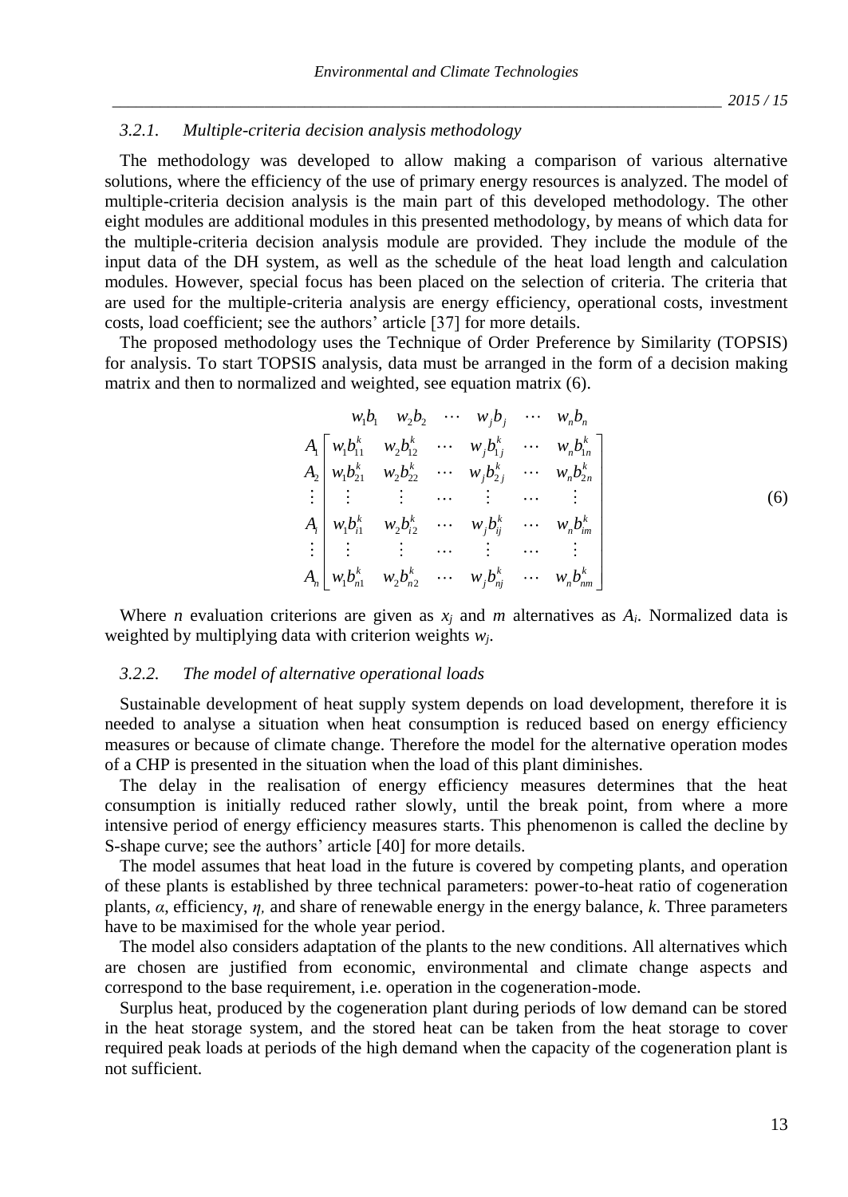### 3.2.1. *Multiple-criteria decision analysis methodology*

The methodology was developed to allow making a comparison of various alternative solutions, where the efficiency of the use of primary energy resources is analyzed. The model of multiple-criteria decision analysis is the main part of this developed methodology. The other eight modules are additional modules in this presented methodology, by means of which data for the multiple-criteria decision analysis module are provided. They include the module of the input data of the DH system, as well as the schedule of the heat load length and calculation modules. However, special focus has been placed on the selection of criteria. The criteria that are used for the multiple-criteria analysis are energy efficiency, operational costs, investment costs, load coefficient; see the authors' article [37] for more details.

The proposed methodology uses the Technique of Order Preference by Similarity (TOPSIS) for analysis. To start TOPSIS analysis, data must be arranged in the form of a decision making matrix and then to normalized and weighted, see equation matrix (6).

$$
\begin{array}{c}
\\
A_1 \\
A_2 \\
\vdots \\
A_i \\
\vdots \\
A_n
\end{array}
\begin{array}{c}
\begin{matrix} w_1 b_1 & w_2 b_2 & \cdots & w_j b_j & \cdots & w_n b_n \end{matrix} \\
\begin{bmatrix}
w_1 b_{11}^k & w_2 b_{12}^k & \cdots & w_j b_{1j}^k & \cdots & w_n b_{1n}^k \\
w_1 b_{21}^k & w_2 b_{22}^k & \cdots & w_j b_{2j}^k & \cdots & w_n b_{2n}^k \\
\vdots & \vdots & \cdots & \vdots & \cdots & \vdots \\
w_1 b_{i1}^k & w_2 b_{i2}^k & \cdots & w_j b_{ij}^k & \cdots & w_n b_{im}^k \\
\vdots & \vdots & \cdots & \vdots & \cdots & \vdots \\
w_1 b_{n1}^k & w_2 b_{n2}^k & \cdots & w_j b_{nj}^k & \cdots & w_n b_{nm}^k
\end{bmatrix}
\end{array}
\tag{6}
$$

Where $n$ evaluation criterions are given as $x_j$ and $m$ alternatives as $A_i$. Normalized data is weighted by multiplying data with criterion weights $w_j$.

### 3.2.2. *The model of alternative operational loads*

Sustainable development of heat supply system depends on load development, therefore it is needed to analyse a situation when heat consumption is reduced based on energy efficiency measures or because of climate change. Therefore the model for the alternative operation modes of a CHP is presented in the situation when the load of this plant diminishes.

The delay in the realisation of energy efficiency measures determines that the heat consumption is initially reduced rather slowly, until the break point, from where a more intensive period of energy efficiency measures starts. This phenomenon is called the decline by S-shape curve; see the authors' article [40] for more details.

The model assumes that heat load in the future is covered by competing plants, and operation of these plants is established by three technical parameters: power-to-heat ratio of cogeneration plants, $\alpha$, efficiency, $\eta$, and share of renewable energy in the energy balance, $k$. Three parameters have to be maximised for the whole year period.

The model also considers adaptation of the plants to the new conditions. All alternatives which are chosen are justified from economic, environmental and climate change aspects and correspond to the base requirement, i.e. operation in the cogeneration-mode.

Surplus heat, produced by the cogeneration plant during periods of low demand can be stored in the heat storage system, and the stored heat can be taken from the heat storage to cover required peak loads at periods of the high demand when the capacity of the cogeneration plant is not sufficient.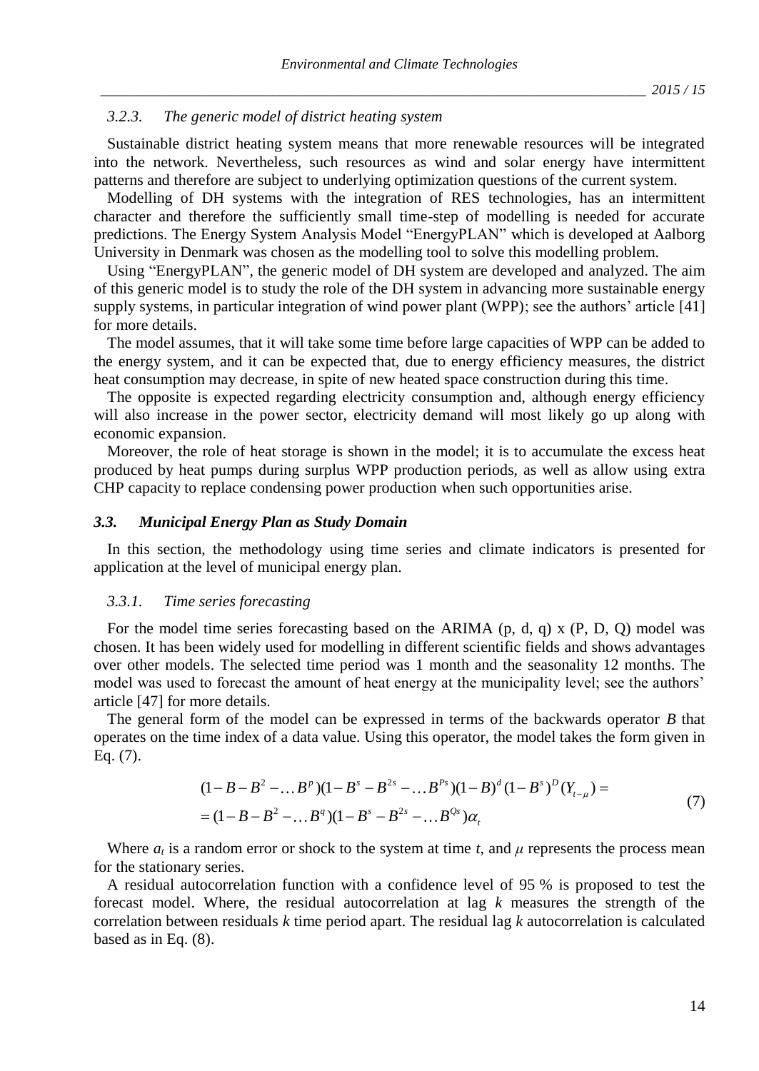### *3.2.3. The generic model of district heating system*

Sustainable district heating system means that more renewable resources will be integrated into the network. Nevertheless, such resources as wind and solar energy have intermittent patterns and therefore are subject to underlying optimization questions of the current system.

Modelling of DH systems with the integration of RES technologies, has an intermittent character and therefore the sufficiently small time-step of modelling is needed for accurate predictions. The Energy System Analysis Model "EnergyPLAN" which is developed at Aalborg University in Denmark was chosen as the modelling tool to solve this modelling problem.

Using "EnergyPLAN", the generic model of DH system are developed and analyzed. The aim of this generic model is to study the role of the DH system in advancing more sustainable energy supply systems, in particular integration of wind power plant (WPP); see the authors' article [41] for more details.

The model assumes, that it will take some time before large capacities of WPP can be added to the energy system, and it can be expected that, due to energy efficiency measures, the district heat consumption may decrease, in spite of new heated space construction during this time.

The opposite is expected regarding electricity consumption and, although energy efficiency will also increase in the power sector, electricity demand will most likely go up along with economic expansion.

Moreover, the role of heat storage is shown in the model; it is to accumulate the excess heat produced by heat pumps during surplus WPP production periods, as well as allow using extra CHP capacity to replace condensing power production when such opportunities arise.

## *3.3. Municipal Energy Plan as Study Domain*

In this section, the methodology using time series and climate indicators is presented for application at the level of municipal energy plan.

### *3.3.1. Time series forecasting*

For the model time series forecasting based on the ARIMA (p, d, q) x (P, D, Q) model was chosen. It has been widely used for modelling in different scientific fields and shows advantages over other models. The selected time period was 1 month and the seasonality 12 months. The model was used to forecast the amount of heat energy at the municipality level; see the authors' article [47] for more details.

The general form of the model can be expressed in terms of the backwards operator *B* that operates on the time index of a data value. Using this operator, the model takes the form given in Eq. (7).

$$
\begin{aligned}
&(1-B-B^2-\dots B^p)(1-B^s-B^{2s}-\dots B^{Ps})(1-B)^d(1-B^s)^D(Y_{t-\mu}) = \\
&= (1-B-B^2-\dots B^q)(1-B^s-B^{2s}-\dots B^{Qs})\alpha_t
\end{aligned}
\tag{7}
$$

Where $a_t$ is a random error or shock to the system at time $t$, and $\mu$ represents the process mean for the stationary series.

A residual autocorrelation function with a confidence level of 95 % is proposed to test the forecast model. Where, the residual autocorrelation at lag $k$ measures the strength of the correlation between residuals $k$ time period apart. The residual lag $k$ autocorrelation is calculated based as in Eq. (8).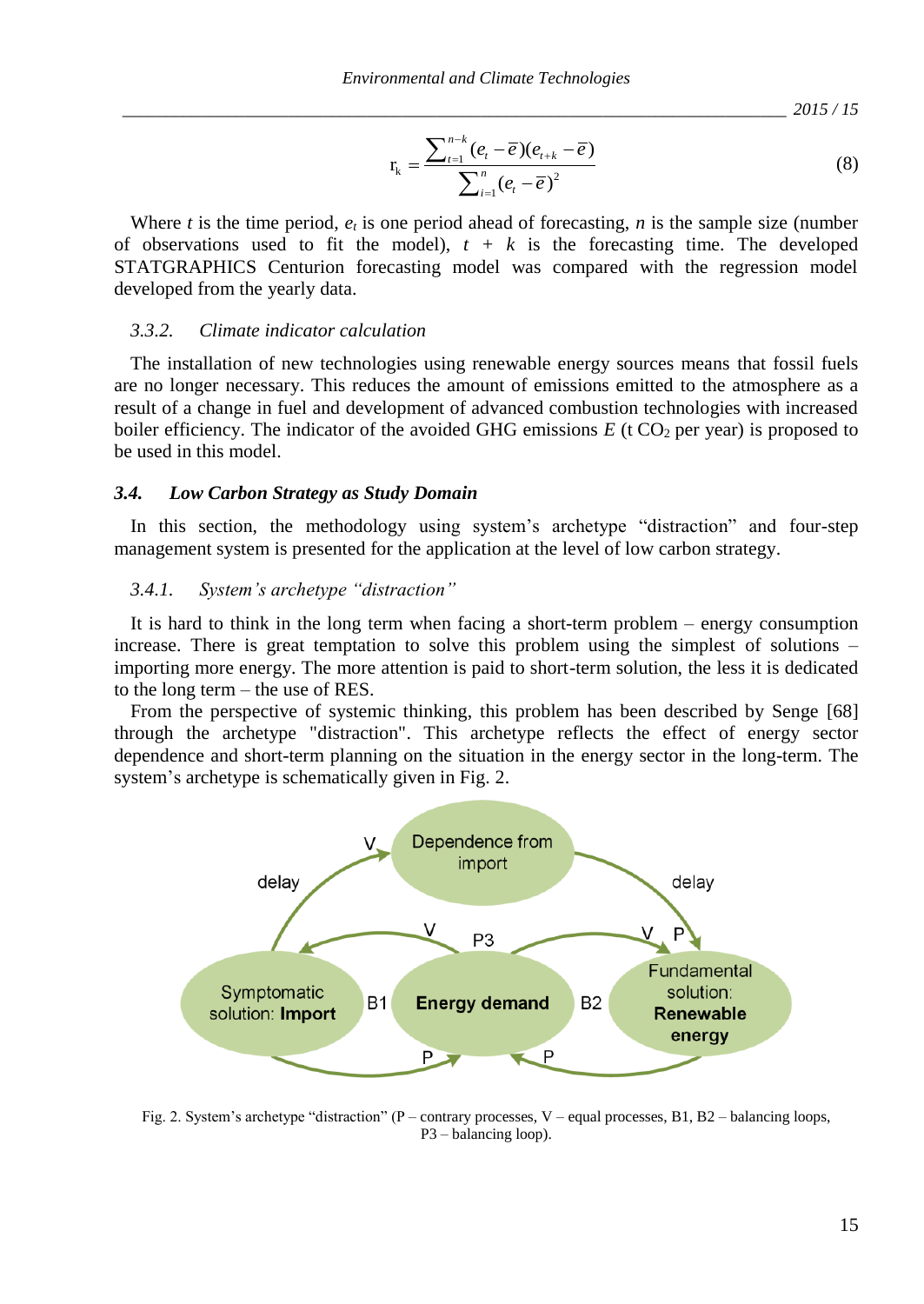$$r_k = \frac{\sum_{t=1}^{n-k}(e_t - \bar{e})(e_{t+k} - \bar{e})}{\sum_{i=1}^{n}(e_t - \bar{e})^2} \tag{8}$$

Where $t$ is the time period, $e_t$ is one period ahead of forecasting, $n$ is the sample size (number of observations used to fit the model), $t + k$ is the forecasting time. The developed STATGRAPHICS Centurion forecasting model was compared with the regression model developed from the yearly data.

### *3.3.2. Climate indicator calculation*

The installation of new technologies using renewable energy sources means that fossil fuels are no longer necessary. This reduces the amount of emissions emitted to the atmosphere as a result of a change in fuel and development of advanced combustion technologies with increased boiler efficiency. The indicator of the avoided GHG emissions $E$ (t $CO_2$ per year) is proposed to be used in this model.

## ***3.4. Low Carbon Strategy as Study Domain***

In this section, the methodology using system's archetype "distraction" and four-step management system is presented for the application at the level of low carbon strategy.

### *3.4.1. System's archetype "distraction"*

It is hard to think in the long term when facing a short-term problem – energy consumption increase. There is great temptation to solve this problem using the simplest of solutions – importing more energy. The more attention is paid to short-term solution, the less it is dedicated to the long term – the use of RES.

From the perspective of systemic thinking, this problem has been described by Senge [68] through the archetype "distraction". This archetype reflects the effect of energy dependence and short-term planning on the situation in the energy sector in the long-term. The system's archetype is schematically given in Fig. 2.

Fig. 2. System's archetype "distraction" (P – contrary processes, V – equal processes, B1, B2 – balancing loops, P3 – balancing loop).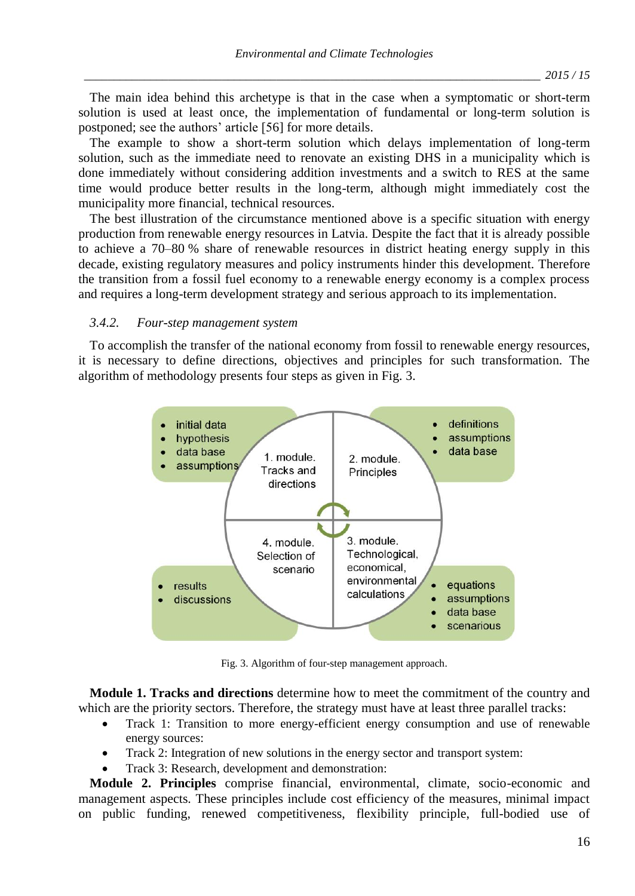The main idea behind this archetype is that in the case when a symptomatic or short-term solution is used at least once, the implementation of fundamental or long-term solution is postponed; see the authors' article [56] for more details.

The example to show a short-term solution which delays implementation of long-term solution, such as the immediate need to renovate an existing DHS in a municipality which is done immediately without considering addition investments and a switch to RES at the same time would produce better results in the long-term, although might immediately cost the municipality more financial, technical resources.

The best illustration of the circumstance mentioned above is a specific situation with energy production from renewable energy resources in Latvia. Despite the fact that it is already possible to achieve a 70–80 % share of renewable resources in district heating energy supply in this decade, existing regulatory measures and policy instruments hinder this development. Therefore the transition from a fossil fuel economy to a renewable energy economy is a complex process and requires a long-term development strategy and serious approach to its implementation.

### *3.4.2. Four-step management system*

To accomplish the transfer of the national economy from fossil to renewable energy resources, it is necessary to define directions, objectives and principles for such transformation. The algorithm of methodology presents four steps as given in Fig. 3.

- initial data
- hypothesis
- data base
- assumptions

1. module. Tracks and directions

2. module. Principles

- definitions
- assumptions
- data base

4. module. Selection of scenario

3. module. Technological, economical, environmental calculations

- results
- discussions

- equations
- assumptions
- data base
- scenarious

Fig. 3. Algorithm of four-step management approach.

**Module 1. Tracks and directions** determine how to meet the commitment of the country and which are the priority sectors. Therefore, the strategy must have at least three parallel tracks:

- Track 1: Transition to more energy-efficient energy consumption and use of renewable energy sources:
- Track 2: Integration of new solutions in the energy sector and transport system:
- Track 3: Research, development and demonstration:

**Module 2. Principles** comprise financial, environmental, climate, socio-economic and management aspects. These principles include cost efficiency of the measures, minimal impact on public funding, renewed competitiveness, flexibility principle, full-bodied use of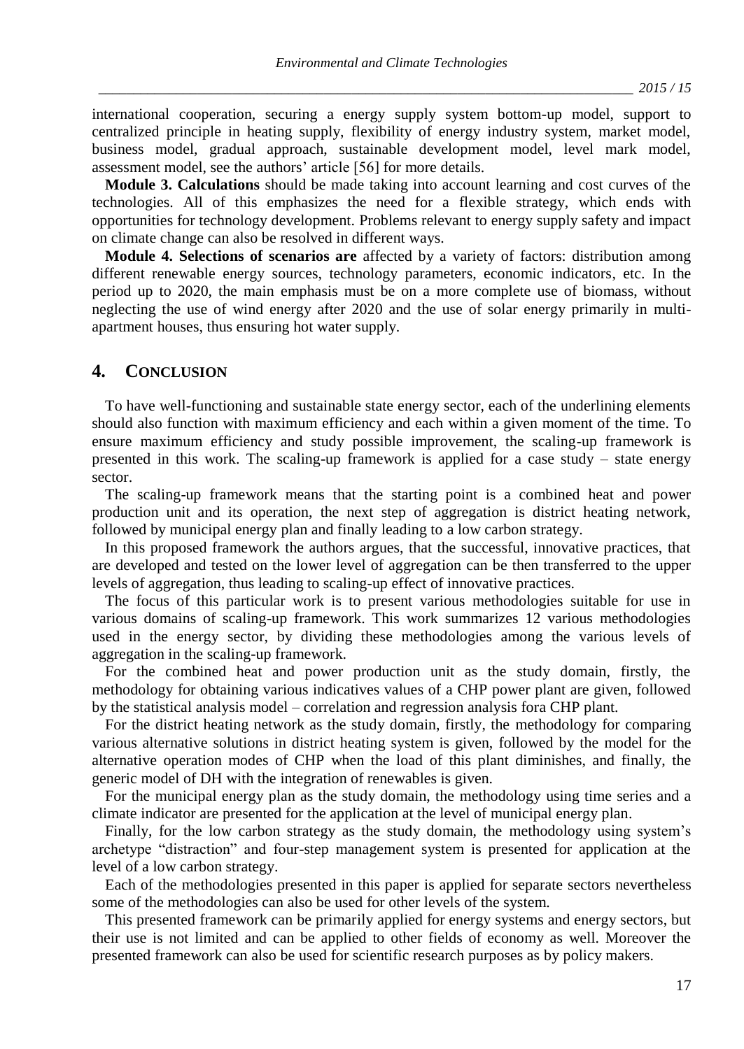international cooperation, securing a energy supply system bottom-up model, support to centralized principle in heating supply, flexibility of energy industry system, market model, business model, gradual approach, sustainable development model, level mark model, assessment model, see the authors' article [56] for more details.

**Module 3. Calculations** should be made taking into account learning and cost curves of the technologies. All of this emphasizes the need for a flexible strategy, which ends with opportunities for technology development. Problems relevant to energy supply safety and impact on climate change can also be resolved in different ways.

**Module 4. Selections of scenarios are** affected by a variety of factors: distribution among different renewable energy sources, technology parameters, economic indicators, etc. In the period up to 2020, the main emphasis must be on a more complete use of biomass, without neglecting the use of wind energy after 2020 and the use of solar energy primarily in multi-apartment houses, thus ensuring hot water supply.

## 4. CONCLUSION

To have well-functioning and sustainable state energy sector, each of the underlining elements should also function with maximum efficiency and each within a given moment of the time. To ensure maximum efficiency and study possible improvement, the scaling-up framework is presented in this work. The scaling-up framework is applied for a case study – state energy sector.

The scaling-up framework means that the starting point is a combined heat and power production unit and its operation, the next step of aggregation is district heating network, followed by municipal energy plan and finally leading to a low carbon strategy.

In this proposed framework the authors argues, that the successful, innovative practices, that are developed and tested on the lower level of aggregation can be then transferred to the upper levels of aggregation, thus leading to scaling-up effect of innovative practices.

The focus of this particular work is to present various methodologies suitable for use in various domains of scaling-up framework. This work summarizes 12 various methodologies used in the energy sector, by dividing these methodologies among the various levels of aggregation in the scaling-up framework.

For the combined heat and power production unit as the study domain, firstly, the methodology for obtaining various indicatives values of a CHP power plant are given, followed by the statistical analysis model – correlation and regression analysis fora CHP plant.

For the district heating network as the study domain, firstly, the methodology for comparing various alternative solutions in district heating system is given, followed by the model for the alternative operation modes of CHP when the load of this plant diminishes, and finally, the generic model of DH with the integration of renewables is given.

For the municipal energy plan as the study domain, the methodology using time series and a climate indicator are presented for the application at the level of municipal energy plan.

Finally, for the low carbon strategy as the study domain, the methodology using system's archetype "distraction" and four-step management system is presented for application at the level of a low carbon strategy.

Each of the methodologies presented in this paper is applied for separate sectors nevertheless some of the methodologies can also be used for other levels of the system.

This presented framework can be primarily applied for energy systems and energy sectors, but their use is not limited and can be applied to other fields of economy as well. Moreover the presented framework can also be used for scientific research purposes as by policy makers.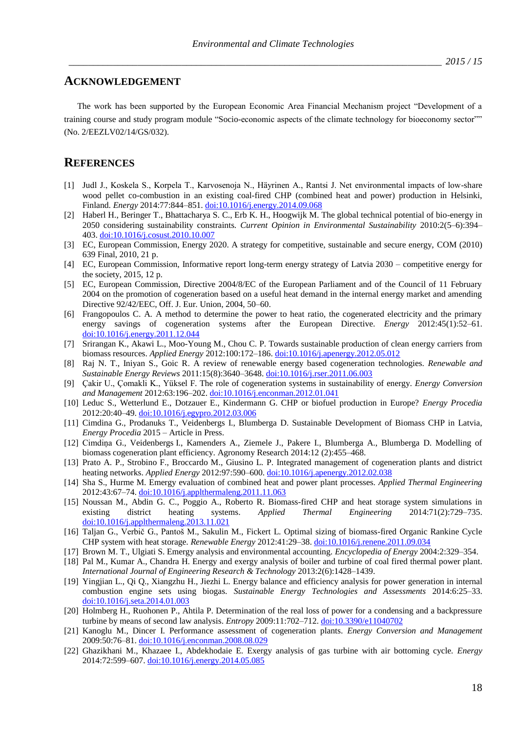## ACKNOWLEDGEMENT

The work has been supported by the European Economic Area Financial Mechanism project "Development of a training course and study program module "Socio-economic aspects of the climate technology for bioeconomy sector"" (No. 2/EEZLV02/14/GS/032).

## REFERENCES

[1] Judl J., Koskela S., Korpela T., Karvosenoja N., Häyrinen A., Rantsi J. Net environmental impacts of low-share wood pellet co-combustion in an existing coal-fired CHP (combined heat and power) production in Helsinki, Finland. *Energy* 2014:77:844–851. doi:10.1016/j.energy.2014.09.068

[2] Haberl H., Beringer T., Bhattacharya S. C., Erb K. H., Hoogwijk M. The global technical potential of bio-energy in 2050 considering sustainability constraints. *Current Opinion in Environmental Sustainability* 2010:2(5–6):394–403. doi:10.1016/j.cosust.2010.10.007

[3] EC, European Commission, Energy 2020. A strategy for competitive, sustainable and secure energy, COM (2010) 639 Final, 2010, 21 p.

[4] EC, European Commission, Informative report long-term energy strategy of Latvia 2030 – competitive energy for the society, 2015, 12 p.

[5] EC, European Commission, Directive 2004/8/EC of the European Parliament and of the Council of 11 February 2004 on the promotion of cogeneration based on a useful heat demand in the internal energy market and amending Directive 92/42/EEC, Off. J. Eur. Union, 2004, 50–60.

[6] Frangopoulos C. A. A method to determine the power to heat ratio, the cogenerated electricity and the primary energy savings of cogeneration systems after the European Directive. *Energy* 2012:45(1):52–61. doi:10.1016/j.energy.2011.12.044

[7] Srirangan K., Akawi L., Moo-Young M., Chou C. P. Towards sustainable production of clean energy carriers from biomass resources. *Applied Energy* 2012:100:172–186. doi:10.1016/j.apenergy.2012.05.012

[8] Raj N. T., Iniyan S., Goic R. A review of renewable energy based cogeneration technologies. *Renewable and Sustainable Energy Reviews* 2011:15(8):3640–3648. doi:10.1016/j.rser.2011.06.003

[9] Çakir U., Çomakli K., Yüksel F. The role of cogeneration systems in sustainability of energy. *Energy Conversion and Management* 2012:63:196–202. doi:10.1016/j.enconman.2012.01.041

[10] Leduc S., Wetterlund E., Dotzauer E., Kindermann G. CHP or biofuel production in Europe? *Energy Procedia* 2012:20:40–49. doi:10.1016/j.egypro.2012.03.006

[11] Cimdina G., Prodanuks T., Veidenbergs I., Blumberga D. Sustainable Development of Biomass CHP in Latvia, *Energy Procedia* 2015 – Article in Press.

[12] Cimdiņa G., Veidenbergs I., Kamenders A., Ziemele J., Pakere I., Blumberga A., Blumberga D. Modelling of biomass cogeneration plant efficiency. Agronomy Research 2014:12 (2):455–468.

[13] Prato A. P., Strobino F., Broccardo M., Giusino L. P. Integrated management of cogeneration plants and district heating networks. *Applied Energy* 2012:97:590–600. doi:10.1016/j.apenergy.2012.02.038

[14] Sha S., Hurme M. Emergy evaluation of combined heat and power plant processes. *Applied Thermal Engineering* 2012:43:67–74. doi:10.1016/j.applthermaleng.2011.11.063

[15] Noussan M., Abdin G. C., Poggio A., Roberto R. Biomass-fired CHP and heat storage system simulations in existing district heating systems. *Applied Thermal Engineering* 2014:71(2):729–735. doi:10.1016/j.applthermaleng.2013.11.021

[16] Taljan G., Verbič G., Pantoš M., Sakulin M., Fickert L. Optimal sizing of biomass-fired Organic Rankine Cycle CHP system with heat storage. *Renewable Energy* 2012:41:29–38. doi:10.1016/j.renene.2011.09.034

[17] Brown M. T., Ulgiati S. Emergy analysis and environmental accounting. *Encyclopedia of Energy* 2004:2:329–354.

[18] Pal M., Kumar A., Chandra H. Energy and exergy analysis of boiler and turbine of coal fired thermal power plant. *International Journal of Engineering Research & Technology* 2013:2(6):1428–1439.

[19] Yingjian L., Qi Q., Xiangzhu H., Jiezhi L. Energy balance and efficiency analysis for power generation in internal combustion engine sets using biogas. *Sustainable Energy Technologies and Assessments* 2014:6:25–33. doi:10.1016/j.seta.2014.01.003

[20] Holmberg H., Ruohonen P., Ahtila P. Determination of the real loss of power for a condensing and a backpressure turbine by means of second law analysis. *Entropy* 2009:11:702–712. doi:10.3390/e11040702

[21] Kanoglu M., Dincer I. Performance assessment of cogeneration plants. *Energy Conversion and Management* 2009:50:76–81. doi:10.1016/j.enconman.2008.08.029

[22] Ghazikhani M., Khazaee I., Abdekhodaie E. Exergy analysis of gas turbine with air bottoming cycle. *Energy* 2014:72:599–607. doi:10.1016/j.energy.2014.05.085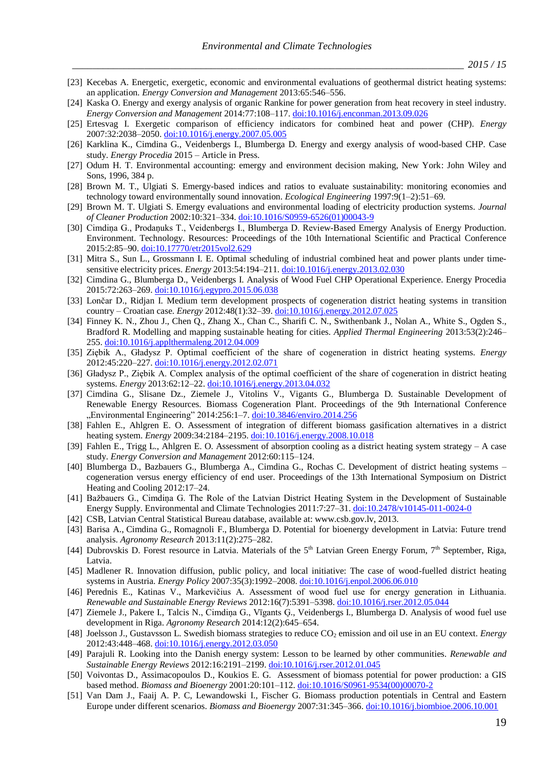[23] Kecebas A. Energetic, exergetic, economic and environmental evaluations of geothermal district heating systems: an application. *Energy Conversion and Management* 2013:65:546–556.

[24] Kaska O. Energy and exergy analysis of organic Rankine for power generation from heat recovery in steel industry. *Energy Conversion and Management* 2014:77:108–117. doi:10.1016/j.enconman.2013.09.026

[25] Ertesvag I. Exergetic comparison of efficiency indicators for combined heat and power (CHP). *Energy* 2007:32:2038–2050. doi:10.1016/j.energy.2007.05.005

[26] Karklina K., Cimdina G., Veidenbergs I., Blumberga D. Energy and exergy analysis of wood-based CHP. Case study. *Energy Procedia* 2015 – Article in Press.

[27] Odum H. T. Environmental accounting: emergy and environment decision making, New York: John Wiley and Sons, 1996, 384 p.

[28] Brown M. T., Ulgiati S. Emergy-based indices and ratios to evaluate sustainability: monitoring economies and technology toward environmentally sound innovation. *Ecological Engineering* 1997:9(1–2):51–69.

[29] Brown M. T. Ulgiati S. Emergy evaluations and environmental loading of electricity production systems. *Journal of Cleaner Production* 2002:10:321–334. doi:10.1016/S0959-6526(01)00043-9

[30] Cimdiņa G., Prodaņuks T., Veidenbergs I., Blumberga D. Review-Based Emergy Analysis of Energy Production. Environment. Technology. Resources: Proceedings of the 10th International Scientific and Practical Conference 2015:2:85–90. doi:10.17770/etr2015vol2.629

[31] Mitra S., Sun L., Grossmann I. E. Optimal scheduling of industrial combined heat and power plants under time-sensitive electricity prices. *Energy* 2013:54:194–211. doi:10.1016/j.energy.2013.02.030

[32] Cimdina G., Blumberga D., Veidenbergs I. Analysis of Wood Fuel CHP Operational Experience. Energy Procedia 2015:72:263–269. doi:10.1016/j.egypro.2015.06.038

[33] Lončar D., Ridjan I. Medium term development prospects of cogeneration district heating systems in transition country – Croatian case. *Energy* 2012:48(1):32–39. doi:10.1016/j.energy.2012.07.025

[34] Finney K. N., Zhou J., Chen Q., Zhang X., Chan C., Sharifi C. N., Swithenbank J., Nolan A., White S., Ogden S., Bradford R. Modelling and mapping sustainable heating for cities. *Applied Thermal Engineering* 2013:53(2):246–255. doi:10.1016/j.applthermaleng.2012.04.009

[35] Ziębik A., Gładysz P. Optimal coefficient of the share of cogeneration in district heating systems. *Energy* 2012:45:220–227. doi:10.1016/j.energy.2012.02.071

[36] Gładysz P., Ziębik A. Complex analysis of the optimal coefficient of the share of cogeneration in district heating systems. *Energy* 2013:62:12–22. doi:10.1016/j.energy.2013.04.032

[37] Cimdina G., Slisane Dz., Ziemele J., Vitolins V., Vigants G., Blumberga D. Sustainable Development of Renewable Energy Resources. Biomass Cogeneration Plant. Proceedings of the 9th International Conference „Environmental Engineering" 2014:256:1–7. doi:10.3846/enviro.2014.256

[38] Fahlen E., Ahlgren E. O. Assessment of integration of different biomass gasification alternatives in a district heating system. *Energy* 2009:34:2184–2195. doi:10.1016/j.energy.2008.10.018

[39] Fahlen E., Trigg L., Ahlgren E. O. Assessment of absorption cooling as a district heating system strategy – A case study. *Energy Conversion and Management* 2012:60:115–124.

[40] Blumberga D., Bazbauers G., Blumberga A., Cimdina G., Rochas C. Development of district heating systems – cogeneration versus energy efficiency of end user. Proceedings of the 13th International Symposium on District Heating and Cooling 2012:17–24.

[41] Bažbauers G., Cimdiņa G. The Role of the Latvian District Heating System in the Development of Sustainable Energy Supply. Environmental and Climate Technologies 2011:7:27–31. doi:10.2478/v10145-011-0024-0

[42] CSB, Latvian Central Statistical Bureau database, available at: www.csb.gov.lv, 2013.

[43] Barisa A., Cimdina G., Romagnoli F., Blumberga D. Potential for bioenergy development in Latvia: Future trend analysis. *Agronomy Research* 2013:11(2):275–282.

[44] Dubrovskis D. Forest resource in Latvia. Materials of the 5th Latvian Green Energy Forum, 7th September, Riga, Latvia.

[45] Madlener R. Innovation diffusion, public policy, and local initiative: The case of wood-fuelled district heating systems in Austria. *Energy Policy* 2007:35(3):1992–2008. doi:10.1016/j.enpol.2006.06.010

[46] Perednis E., Katinas V., Markevičius A. Assessment of wood fuel use for energy generation in Lithuania. *Renewable and Sustainable Energy Reviews* 2012:16(7):5391–5398. doi:10.1016/j.rser.2012.05.044

[47] Ziemele J., Pakere I., Talcis N., Cimdiņa G., Vīgants Ģ., Veidenbergs I., Blumberga D. Analysis of wood fuel use development in Riga. *Agronomy Research* 2014:12(2):645–654.

[48] Joelsson J., Gustavsson L. Swedish biomass strategies to reduce $CO_2$ emission and oil use in an EU context. *Energy* 2012:43:448–468. doi:10.1016/j.energy.2012.03.050

[49] Parajuli R. Looking into the Danish energy system: Lesson to be learned by other communities. *Renewable and Sustainable Energy Reviews* 2012:16:2191–2199. doi:10.1016/j.rser.2012.01.045

[50] Voivontas D., Assimacopoulos D., Koukios E. G. Assessment of biomass potential for power production: a GIS based method. *Biomass and Bioenergy* 2001:20:101–112. doi:10.1016/S0961-9534(00)00070-2

[51] Van Dam J., Faaij A. P. C, Lewandowski I., Fischer G. Biomass production potentials in Central and Eastern Europe under different scenarios. *Biomass and Bioenergy* 2007:31:345–366. doi:10.1016/j.biombioe.2006.10.001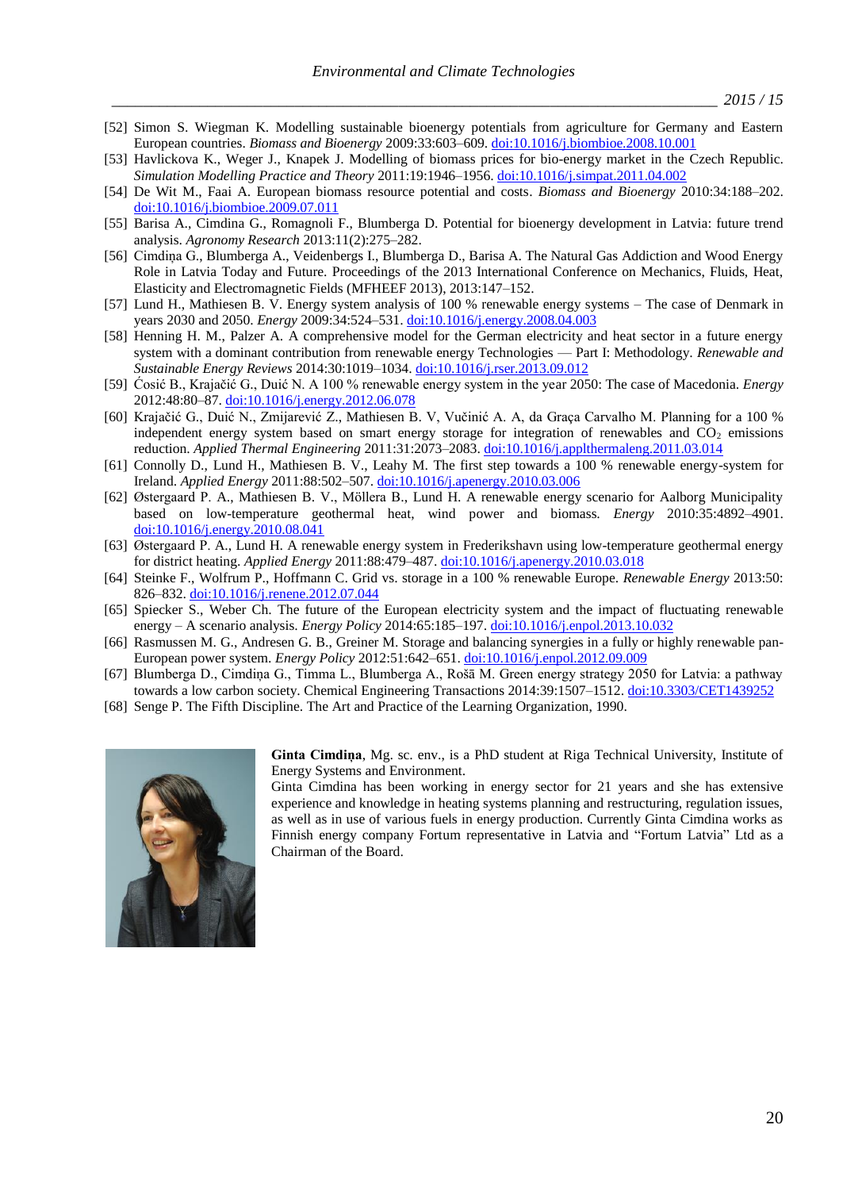[52] Simon S. Wiegman K. Modelling sustainable bioenergy potentials from agriculture for Germany and Eastern European countries. *Biomass and Bioenergy* 2009:33:603–609. doi:10.1016/j.biombioe.2008.10.001

[53] Havlickova K., Weger J., Knapek J. Modelling of biomass prices for bio-energy market in the Czech Republic. *Simulation Modelling Practice and Theory* 2011:19:1946–1956. doi:10.1016/j.simpat.2011.04.002

[54] De Wit M., Faai A. European biomass resource potential and costs. *Biomass and Bioenergy* 2010:34:188–202. doi:10.1016/j.biombioe.2009.07.011

[55] Barisa A., Cimdina G., Romagnoli F., Blumberga D. Potential for bioenergy development in Latvia: future trend analysis. *Agronomy Research* 2013:11(2):275–282.

[56] Cimdiņa G., Blumberga A., Veidenbergs I., Blumberga D., Barisa A. The Natural Gas Addiction and Wood Energy Role in Latvia Today and Future. Proceedings of the 2013 International Conference on Mechanics, Fluids, Heat, Elasticity and Electromagnetic Fields (MFHEEF 2013), 2013:147–152.

[57] Lund H., Mathiesen B. V. Energy system analysis of 100 % renewable energy systems – The case of Denmark in years 2030 and 2050. *Energy* 2009:34:524–531. doi:10.1016/j.energy.2008.04.003

[58] Henning H. M., Palzer A. A comprehensive model for the German electricity and heat sector in a future energy system with a dominant contribution from renewable energy Technologies — Part I: Methodology. *Renewable and Sustainable Energy Reviews* 2014:30:1019–1034. doi:10.1016/j.rser.2013.09.012

[59] Ćosić B., Krajačić G., Duić N. A 100 % renewable energy system in the year 2050: The case of Macedonia. *Energy* 2012:48:80–87. doi:10.1016/j.energy.2012.06.078

[60] Krajačić G., Duić N., Zmijarević Z., Mathiesen B. V, Vučinić A. A, da Graça Carvalho M. Planning for a 100 % independent energy system based on smart energy storage for integration of renewables and $CO_2$ emissions reduction. *Applied Thermal Engineering* 2011:31:2073–2083. doi:10.1016/j.applthermaleng.2011.03.014

[61] Connolly D., Lund H., Mathiesen B. V., Leahy M. The first step towards a 100 % renewable energy-system for Ireland. *Applied Energy* 2011:88:502–507. doi:10.1016/j.apenergy.2010.03.006

[62] Østergaard P. A., Mathiesen B. V., Möllera B., Lund H. A renewable energy scenario for Aalborg Municipality based on low-temperature geothermal heat, wind power and biomass. *Energy* 2010:35:4892–4901. doi:10.1016/j.energy.2010.08.041

[63] Østergaard P. A., Lund H. A renewable energy system in Frederikshavn using low-temperature geothermal energy for district heating. *Applied Energy* 2011:88:479–487. doi:10.1016/j.apenergy.2010.03.018

[64] Steinke F., Wolfrum P., Hoffmann C. Grid vs. storage in a 100 % renewable Europe. *Renewable Energy* 2013:50: 826–832. doi:10.1016/j.renene.2012.07.044

[65] Spiecker S., Weber Ch. The future of the European electricity system and the impact of fluctuating renewable energy – A scenario analysis. *Energy Policy* 2014:65:185–197. doi:10.1016/j.enpol.2013.10.032

[66] Rasmussen M. G., Andresen G. B., Greiner M. Storage and balancing synergies in a fully or highly renewable pan-European power system. *Energy Policy* 2012:51:642–651. doi:10.1016/j.enpol.2012.09.009

[67] Blumberga D., Cimdiņa G., Timma L., Blumberga A., Rošā M. Green energy strategy 2050 for Latvia: a pathway towards a low carbon society. Chemical Engineering Transactions 2014:39:1507–1512. doi:10.3303/CET1439252

[68] Senge P. The Fifth Discipline. The Art and Practice of the Learning Organization, 1990.

**Ginta Cimdiņa**, Mg. sc. env., is a PhD student at Riga Technical University, Institute of Energy Systems and Environment.
Ginta Cimdina has been working in energy sector for 21 years and she has extensive experience and knowledge in heating systems planning and restructuring, regulation issues, as well as in use of various fuels in energy production. Currently Ginta Cimdina works as Finnish energy company Fortum representative in Latvia and "Fortum Latvia" Ltd as a Chairman of the Board.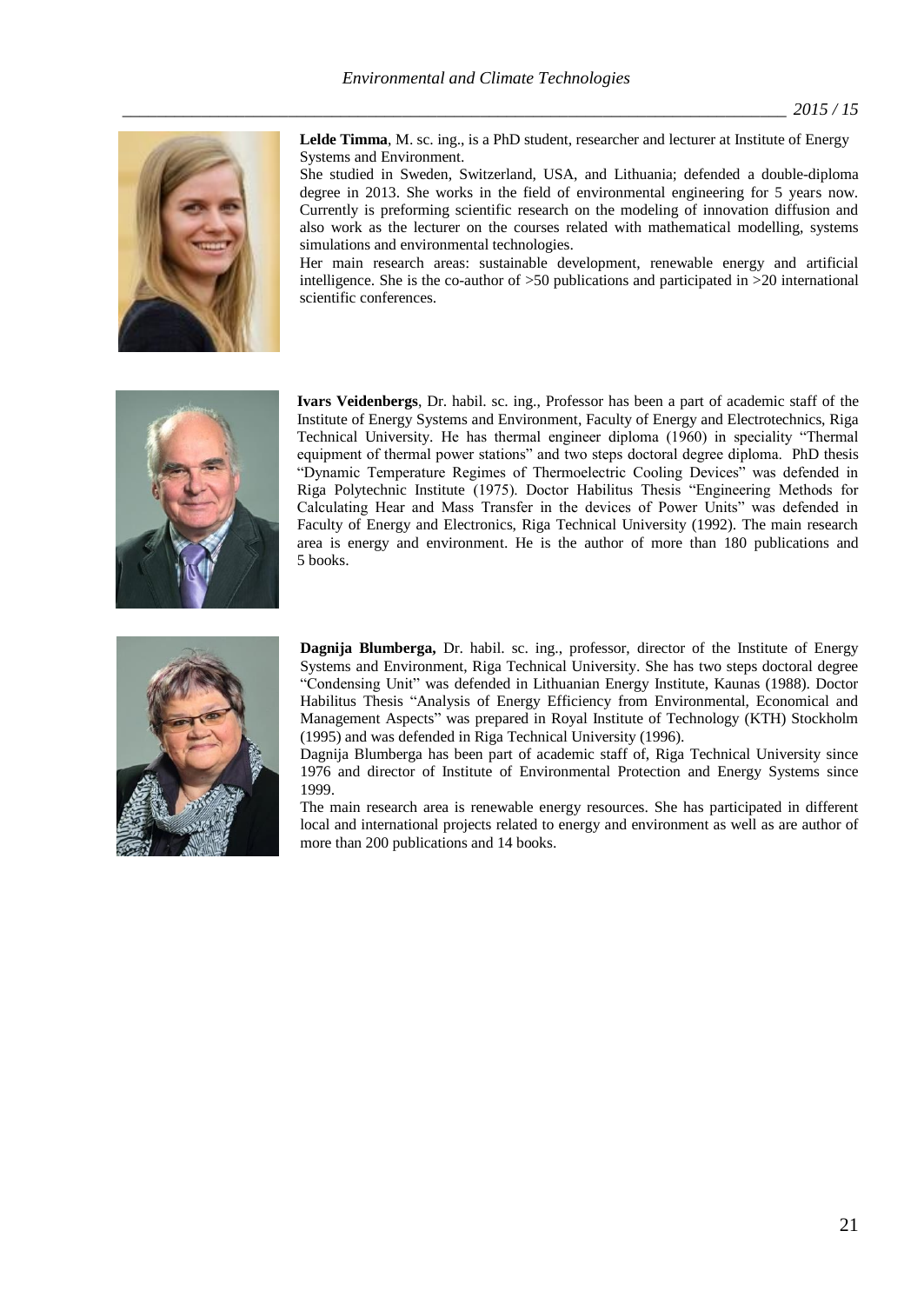**Lelde Timma**, M. sc. ing., is a PhD student, researcher and lecturer at Institute of Energy Systems and Environment.

She studied in Sweden, Switzerland, USA, and Lithuania; defended a double-diploma degree in 2013. She works in the field of environmental engineering for 5 years now. Currently is preforming scientific research on the modeling of innovation diffusion and also work as the lecturer on the courses related with mathematical modelling, systems simulations and environmental technologies.

Her main research areas: sustainable development, renewable energy and artificial intelligence. She is the co-author of >50 publications and participated in >20 international scientific conferences.

**Ivars Veidenbergs**, Dr. habil. sc. ing., Professor has been a part of academic staff of the Institute of Energy Systems and Environment, Faculty of Energy and Electrotechnics, Riga Technical University. He has thermal engineer diploma (1960) in speciality "Thermal equipment of thermal power stations" and two steps doctoral degree diploma. PhD thesis "Dynamic Temperature Regimes of Thermoelectric Cooling Devices" was defended in Riga Polytechnic Institute (1975). Doctor Habilitus Thesis "Engineering Methods for Calculating Hear and Mass Transfer in the devices of Power Units" was defended in Faculty of Energy and Electronics, Riga Technical University (1992). The main research area is energy and environment. He is the author of more than 180 publications and 5 books.

**Dagnija Blumberga,** Dr. habil. sc. ing., professor, director of the Institute of Energy Systems and Environment, Riga Technical University. She has two steps doctoral degree "Condensing Unit" was defended in Lithuanian Energy Institute, Kaunas (1988). Doctor Habilitus Thesis "Analysis of Energy Efficiency from Environmental, Economical and Management Aspects" was prepared in Royal Institute of Technology (KTH) Stockholm (1995) and was defended in Riga Technical University (1996).

Dagnija Blumberga has been part of academic staff of, Riga Technical University since 1976 and director of Institute of Environmental Protection and Energy Systems since 1999.

The main research area is renewable energy resources. She has participated in different local and international projects related to energy and environment as well as are author of more than 200 publications and 14 books.